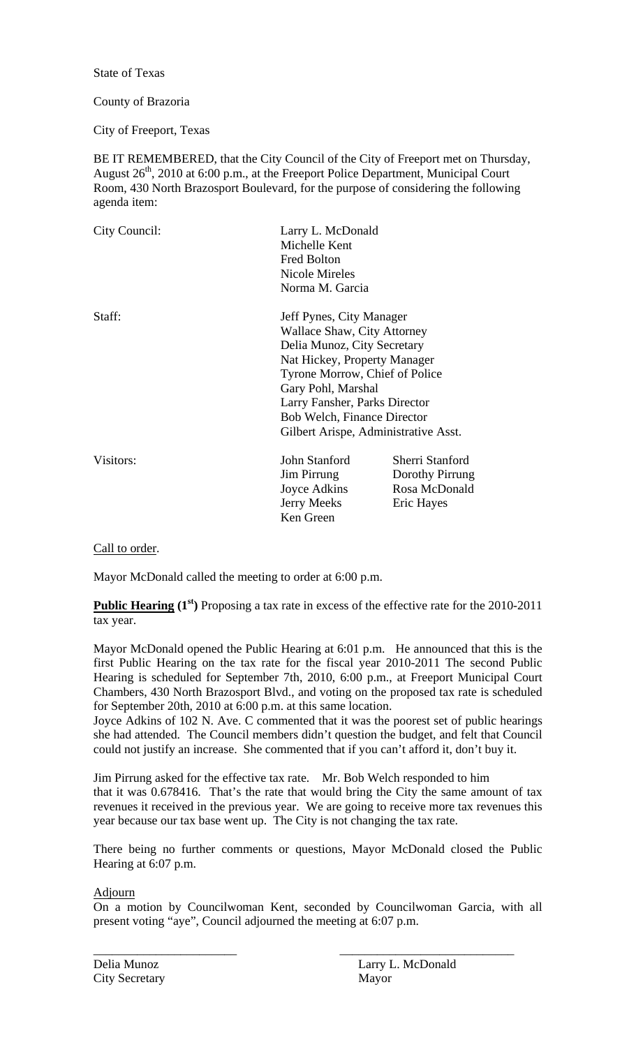State of Texas

County of Brazoria

City of Freeport, Texas

BE IT REMEMBERED, that the City Council of the City of Freeport met on Thursday, August 26th, 2010 at 6:00 p.m., at the Freeport Police Department, Municipal Court Room, 430 North Brazosport Boulevard, for the purpose of considering the following agenda item:

| | | |
|---|---|---|
| City Council: | Larry L. McDonald | |
| | Michelle Kent | |
| | Fred Bolton | |
| | Nicole Mireles | |
| | Norma M. Garcia | |
| Staff: | Jeff Pynes, City Manager | |
| | Wallace Shaw, City Attorney | |
| | Delia Munoz, City Secretary | |
| | Nat Hickey, Property Manager | |
| | Tyrone Morrow, Chief of Police | |
| | Gary Pohl, Marshal | |
| | Larry Fansher, Parks Director | |
| | Bob Welch, Finance Director | |
| | Gilbert Arispe, Administrative Asst. | |
| Visitors: | John Stanford | Sherri Stanford |
| | Jim Pirrung | Dorothy Pirrung |
| | Joyce Adkins | Rosa McDonald |
| | Jerry Meeks | Eric Hayes |
| | Ken Green | |

Call to order.

Mayor McDonald called the meeting to order at 6:00 p.m.

**Public Hearing (1st)** Proposing a tax rate in excess of the effective rate for the 2010-2011 tax year.

Mayor McDonald opened the Public Hearing at 6:01 p.m. He announced that this is the first Public Hearing on the tax rate for the fiscal year 2010-2011 The second Public Hearing is scheduled for September 7th, 2010, 6:00 p.m., at Freeport Municipal Court Chambers, 430 North Brazosport Blvd., and voting on the proposed tax rate is scheduled for September 20th, 2010 at 6:00 p.m. at this same location.

Joyce Adkins of 102 N. Ave. C commented that it was the poorest set of public hearings she had attended. The Council members didn't question the budget, and felt that Council could not justify an increase. She commented that if you can't afford it, don't buy it.

Jim Pirrung asked for the effective tax rate. Mr. Bob Welch responded to him that it was 0.678416. That's the rate that would bring the City the same amount of tax revenues it received in the previous year. We are going to receive more tax revenues this year because our tax base went up. The City is not changing the tax rate.

There being no further comments or questions, Mayor McDonald closed the Public Hearing at 6:07 p.m.

Adjourn

On a motion by Councilwoman Kent, seconded by Councilwoman Garcia, with all present voting "aye", Council adjourned the meeting at 6:07 p.m.

_______________________ _______________________

Delia Munoz
City Secretary

Larry L. McDonald
Mayor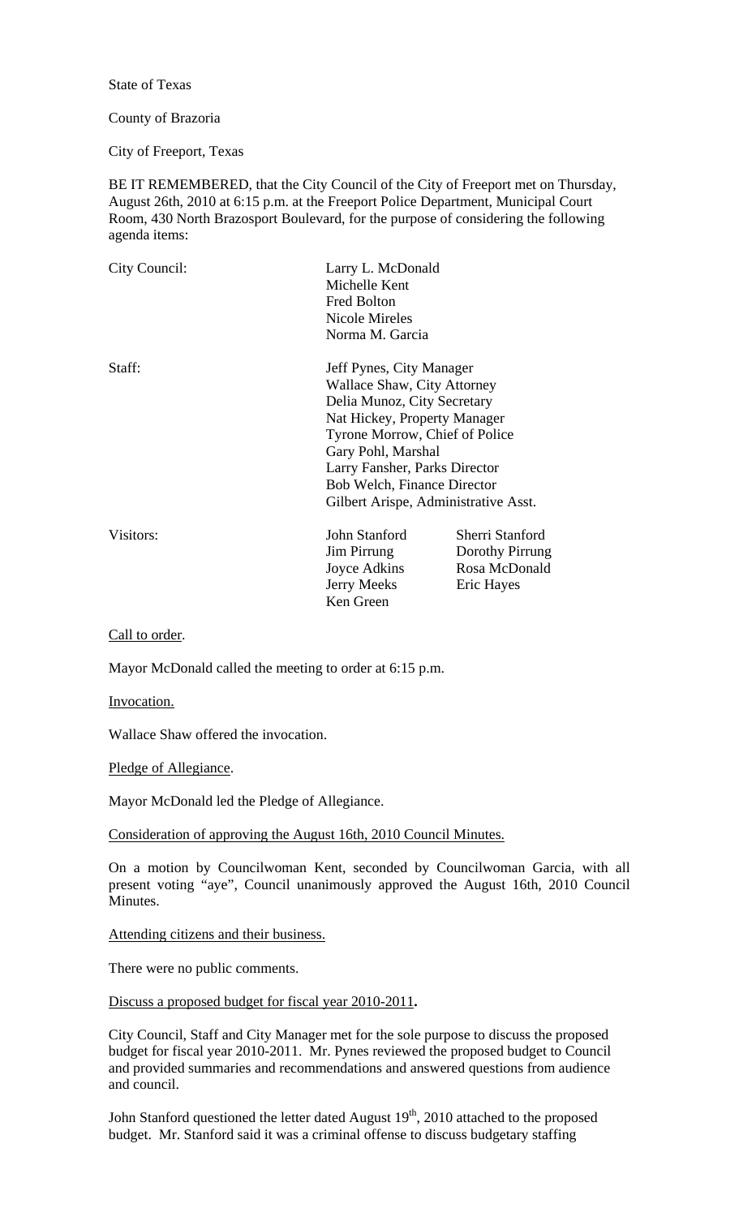State of Texas

County of Brazoria

City of Freeport, Texas

BE IT REMEMBERED, that the City Council of the City of Freeport met on Thursday, August 26th, 2010 at 6:15 p.m. at the Freeport Police Department, Municipal Court Room, 430 North Brazosport Boulevard, for the purpose of considering the following agenda items:

| | | |
|---|---|---|
| City Council: | Larry L. McDonald<br>Michelle Kent<br>Fred Bolton<br>Nicole Mireles<br>Norma M. Garcia | |
| Staff: | Jeff Pynes, City Manager<br>Wallace Shaw, City Attorney<br>Delia Munoz, City Secretary<br>Nat Hickey, Property Manager<br>Tyrone Morrow, Chief of Police<br>Gary Pohl, Marshal<br>Larry Fansher, Parks Director<br>Bob Welch, Finance Director<br>Gilbert Arispe, Administrative Asst. | |
| Visitors: | John Stanford<br>Jim Pirrung<br>Joyce Adkins<br>Jerry Meeks<br>Ken Green | Sherri Stanford<br>Dorothy Pirrung<br>Rosa McDonald<br>Eric Hayes |

Call to order.

Mayor McDonald called the meeting to order at 6:15 p.m.

Invocation.

Wallace Shaw offered the invocation.

Pledge of Allegiance.

Mayor McDonald led the Pledge of Allegiance.

Consideration of approving the August 16th, 2010 Council Minutes.

On a motion by Councilwoman Kent, seconded by Councilwoman Garcia, with all present voting "aye", Council unanimously approved the August 16th, 2010 Council Minutes.

Attending citizens and their business.

There were no public comments.

Discuss a proposed budget for fiscal year 2010-2011**.**

City Council, Staff and City Manager met for the sole purpose to discuss the proposed budget for fiscal year 2010-2011. Mr. Pynes reviewed the proposed budget to Council and provided summaries and recommendations and answered questions from audience and council.

John Stanford questioned the letter dated August 19th, 2010 attached to the proposed budget. Mr. Stanford said it was a criminal offense to discuss budgetary staffing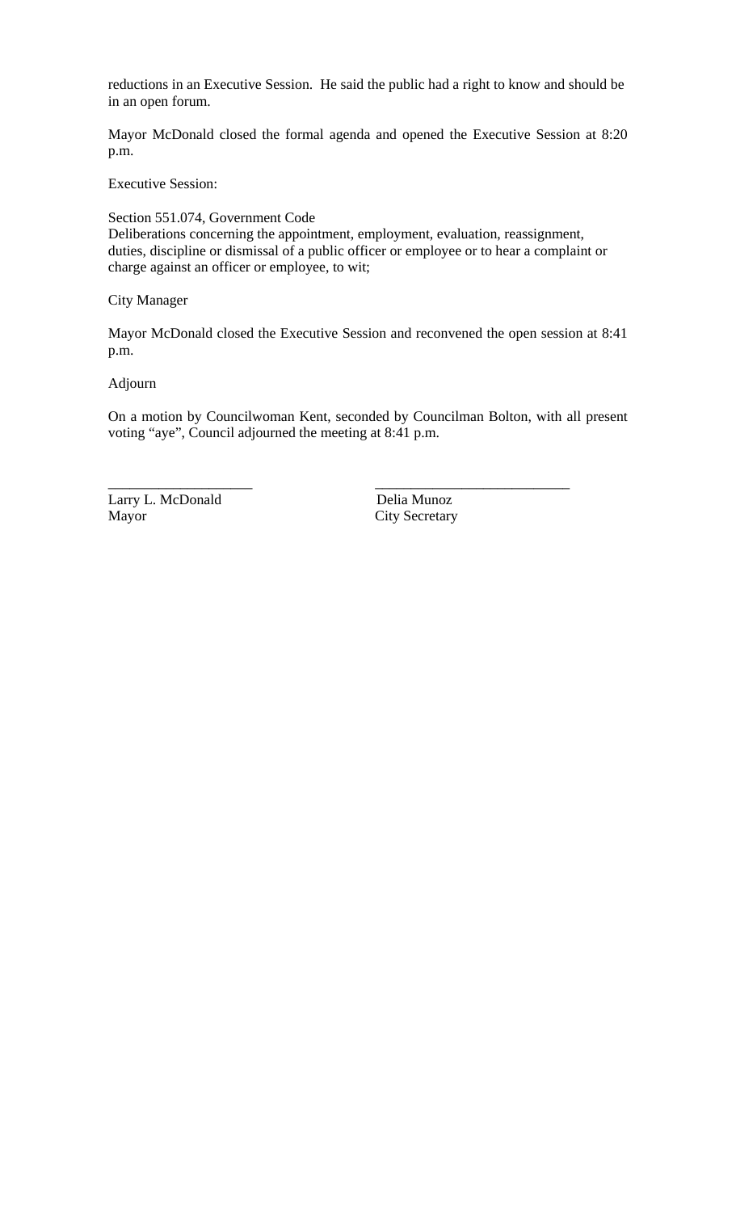reductions in an Executive Session. He said the public had a right to know and should be in an open forum.

Mayor McDonald closed the formal agenda and opened the Executive Session at 8:20 p.m.

Executive Session:

Section 551.074, Government Code
Deliberations concerning the appointment, employment, evaluation, reassignment, duties, discipline or dismissal of a public officer or employee or to hear a complaint or charge against an officer or employee, to wit;

City Manager

Mayor McDonald closed the Executive Session and reconvened the open session at 8:41 p.m.

Adjourn

On a motion by Councilwoman Kent, seconded by Councilman Bolton, with all present voting "aye", Council adjourned the meeting at 8:41 p.m.

| | |
|---|---|
| ____________________ | ____________________________ |
| Larry L. McDonald | Delia Munoz |
| Mayor | City Secretary |